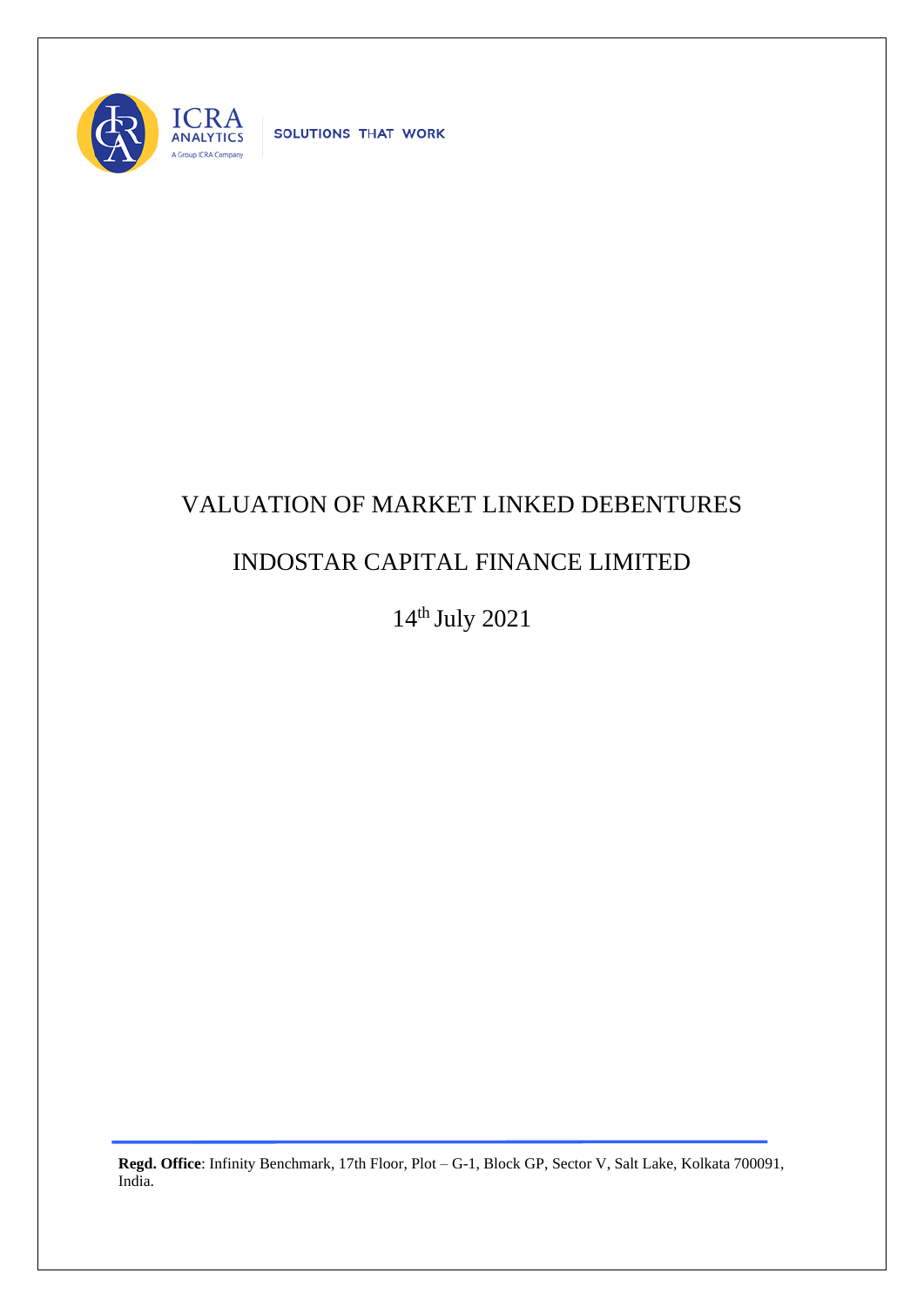ICRA ANALYTICS

A Group ICRA Company

SOLUTIONS THAT WORK

# VALUATION OF MARKET LINKED DEBENTURES

# INDOSTAR CAPITAL FINANCE LIMITED

14th July 2021

**Regd. Office**: Infinity Benchmark, 17th Floor, Plot – G-1, Block GP, Sector V, Salt Lake, Kolkata 700091, India.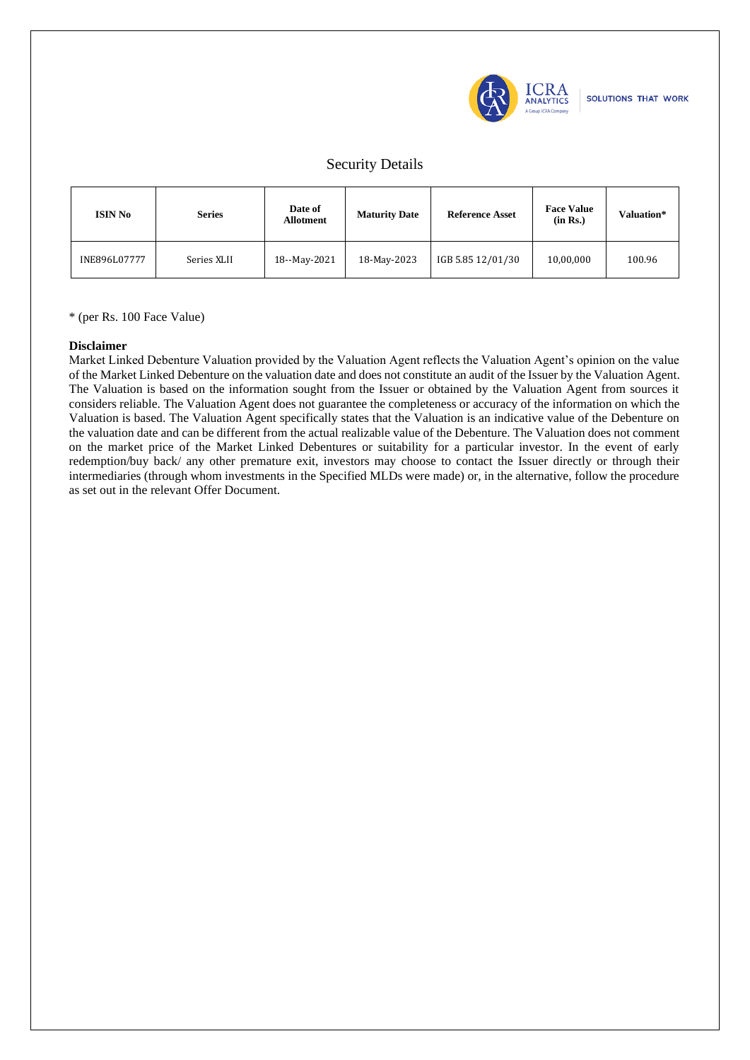## Security Details

| ISIN No | Series | Date of Allotment | Maturity Date | Reference Asset | Face Value (in Rs.) | Valuation* |
|---|---|---|---|---|---|---|
| INE896L07777 | Series XLII | 18--May-2021 | 18-May-2023 | IGB 5.85 12/01/30 | 10,00,000 | 100.96 |

\* (per Rs. 100 Face Value)

**Disclaimer**

Market Linked Debenture Valuation provided by the Valuation Agent reflects the Valuation Agent's opinion on the value of the Market Linked Debenture on the valuation date and does not constitute an audit of the Issuer by the Valuation Agent. The Valuation is based on the information sought from the Issuer or obtained by the Valuation Agent from sources it considers reliable. The Valuation Agent does not guarantee the completeness or accuracy of the information on which the Valuation is based. The Valuation Agent specifically states that the Valuation is an indicative value of the Debenture on the valuation date and can be different from the actual realizable value of the Debenture. The Valuation does not comment on the market price of the Market Linked Debentures or suitability for a particular investor. In the event of early redemption/buy back/ any other premature exit, investors may choose to contact the Issuer directly or through their intermediaries (through whom investments in the Specified MLDs were made) or, in the alternative, follow the procedure as set out in the relevant Offer Document.